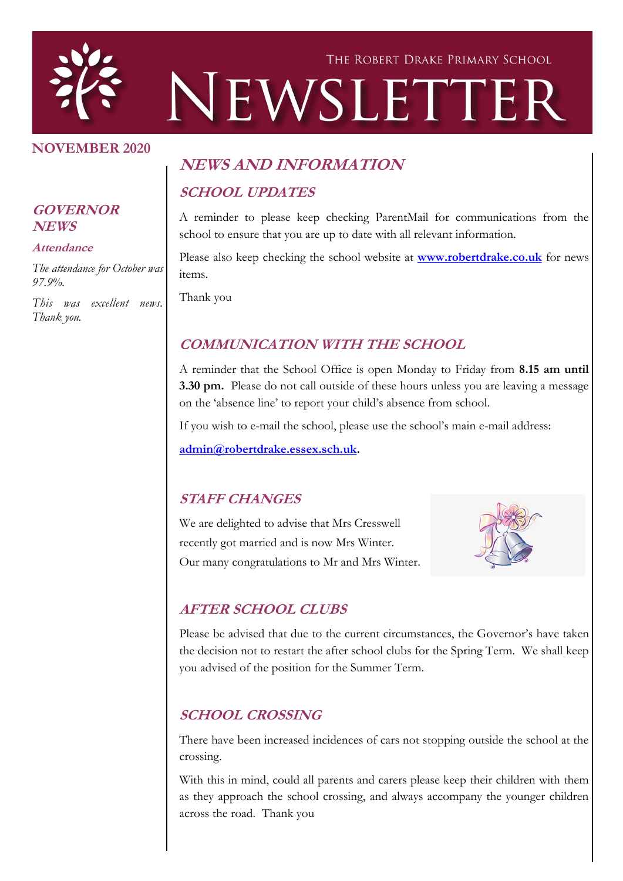# THE ROBERT DRAKE PRIMARY SCHOOL NEWSLETTER

**NOVEMBER 2020**

## GOVERNOR NEWS

### Attendance

*The attendance for October was 97.9%.*

*This was excellent news. Thank you.*

## NEWS AND INFORMATION

### SCHOOL UPDATES

A reminder to please keep checking ParentMail for communications from the school to ensure that you are up to date with all relevant information.

Please also keep checking the school website at **www.robertdrake.co.uk** for news items.

Thank you

### COMMUNICATION WITH THE SCHOOL

A reminder that the School Office is open Monday to Friday from **8.15 am until 3.30 pm.** Please do not call outside of these hours unless you are leaving a message on the 'absence line' to report your child's absence from school.

If you wish to e-mail the school, please use the school's main e-mail address:

**admin@robertdrake.essex.sch.uk.**

### STAFF CHANGES

We are delighted to advise that Mrs Cresswell recently got married and is now Mrs Winter. Our many congratulations to Mr and Mrs Winter.

### AFTER SCHOOL CLUBS

Please be advised that due to the current circumstances, the Governor's have taken the decision not to restart the after school clubs for the Spring Term. We shall keep you advised of the position for the Summer Term.

### SCHOOL CROSSING

There have been increased incidences of cars not stopping outside the school at the crossing.

With this in mind, could all parents and carers please keep their children with them as they approach the school crossing, and always accompany the younger children across the road. Thank you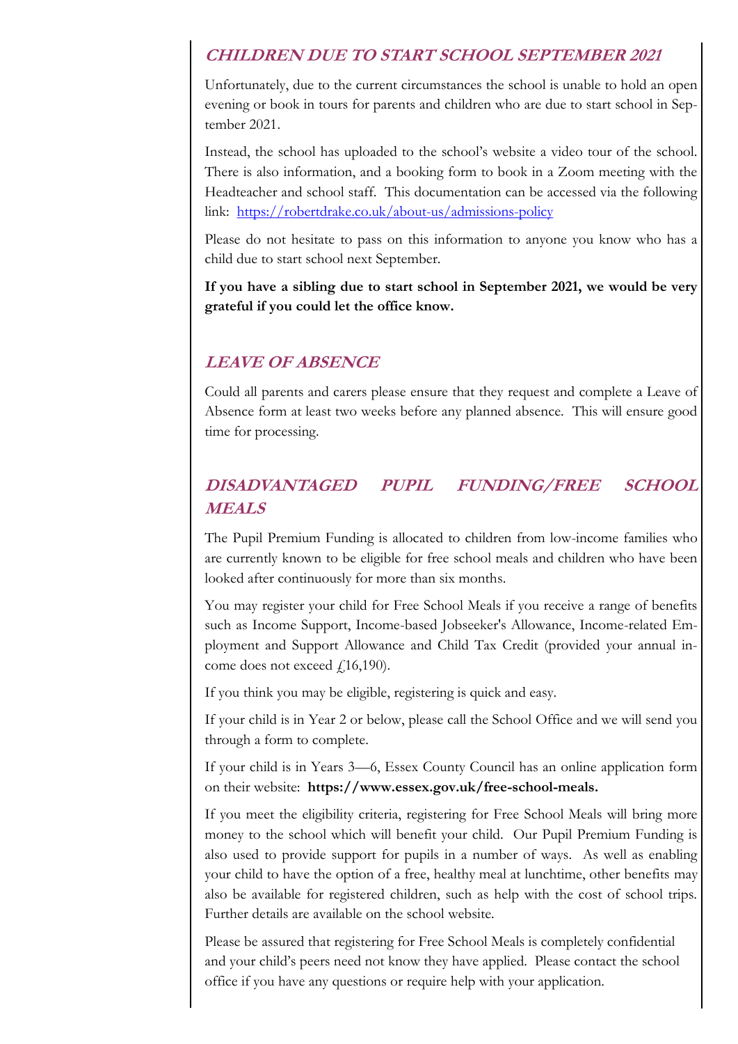## *CHILDREN DUE TO START SCHOOL SEPTEMBER 2021*

Unfortunately, due to the current circumstances the school is unable to hold an open evening or book in tours for parents and children who are due to start school in September 2021.

Instead, the school has uploaded to the school's website a video tour of the school. There is also information, and a booking form to book in a Zoom meeting with the Headteacher and school staff. This documentation can be accessed via the following link: https://robertdrake.co.uk/about-us/admissions-policy

Please do not hesitate to pass on this information to anyone you know who has a child due to start school next September.

**If you have a sibling due to start school in September 2021, we would be very grateful if you could let the office know.**

## *LEAVE OF ABSENCE*

Could all parents and carers please ensure that they request and complete a Leave of Absence form at least two weeks before any planned absence. This will ensure good time for processing.

## *DISADVANTAGED PUPIL FUNDING/FREE SCHOOL MEALS*

The Pupil Premium Funding is allocated to children from low-income families who are currently known to be eligible for free school meals and children who have been looked after continuously for more than six months.

You may register your child for Free School Meals if you receive a range of benefits such as Income Support, Income-based Jobseeker's Allowance, Income-related Employment and Support Allowance and Child Tax Credit (provided your annual income does not exceed £16,190).

If you think you may be eligible, registering is quick and easy.

If your child is in Year 2 or below, please call the School Office and we will send you through a form to complete.

If your child is in Years 3—6, Essex County Council has an online application form on their website: **https://www.essex.gov.uk/free-school-meals.**

If you meet the eligibility criteria, registering for Free School Meals will bring more money to the school which will benefit your child. Our Pupil Premium Funding is also used to provide support for pupils in a number of ways. As well as enabling your child to have the option of a free, healthy meal at lunchtime, other benefits may also be available for registered children, such as help with the cost of school trips. Further details are available on the school website.

Please be assured that registering for Free School Meals is completely confidential and your child's peers need not know they have applied. Please contact the school office if you have any questions or require help with your application.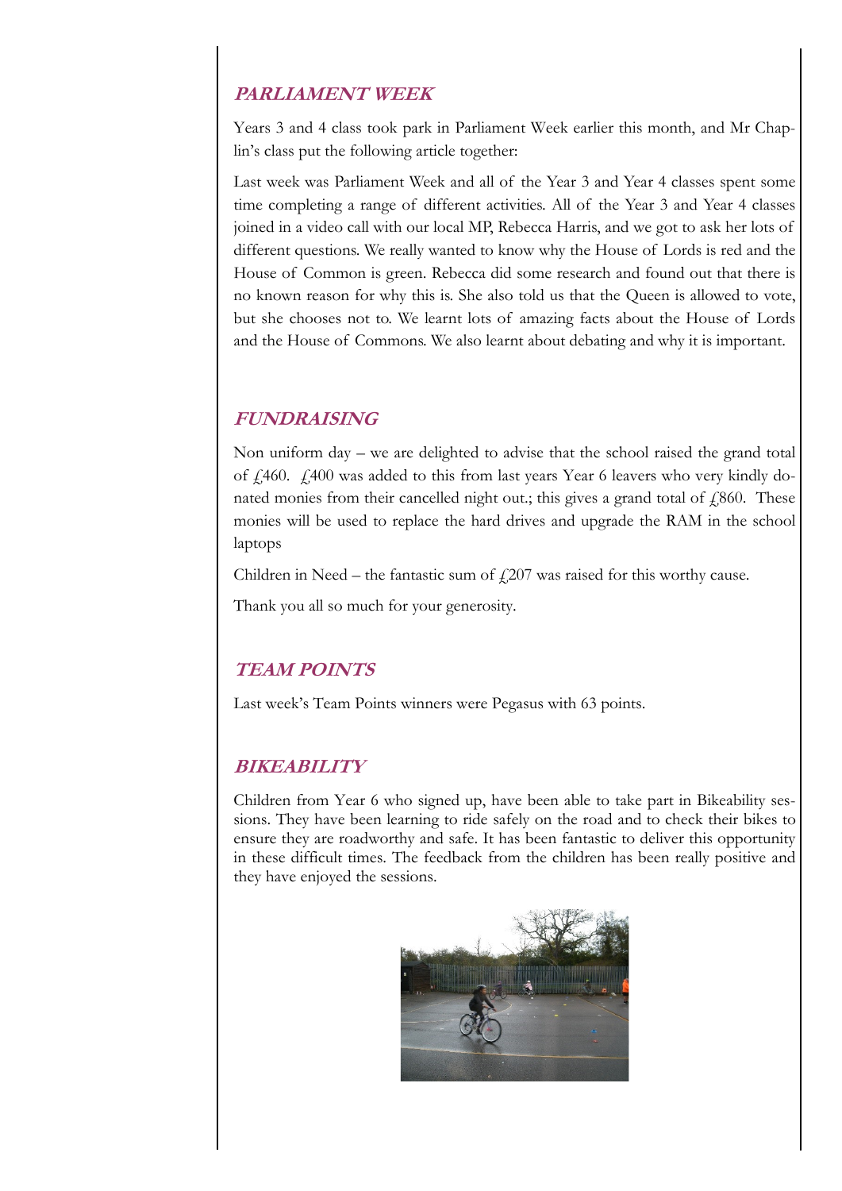## *PARLIAMENT WEEK*

Years 3 and 4 class took park in Parliament Week earlier this month, and Mr Chaplin's class put the following article together:

Last week was Parliament Week and all of the Year 3 and Year 4 classes spent some time completing a range of different activities. All of the Year 3 and Year 4 classes joined in a video call with our local MP, Rebecca Harris, and we got to ask her lots of different questions. We really wanted to know why the House of Lords is red and the House of Common is green. Rebecca did some research and found out that there is no known reason for why this is. She also told us that the Queen is allowed to vote, but she chooses not to. We learnt lots of amazing facts about the House of Lords and the House of Commons. We also learnt about debating and why it is important.

## *FUNDRAISING*

Non uniform day – we are delighted to advise that the school raised the grand total of £460. £400 was added to this from last years Year 6 leavers who very kindly donated monies from their cancelled night out.; this gives a grand total of £860. These monies will be used to replace the hard drives and upgrade the RAM in the school laptops

Children in Need – the fantastic sum of £207 was raised for this worthy cause.

Thank you all so much for your generosity.

## *TEAM POINTS*

Last week's Team Points winners were Pegasus with 63 points.

## *BIKEABILITY*

Children from Year 6 who signed up, have been able to take part in Bikeability sessions. They have been learning to ride safely on the road and to check their bikes to ensure they are roadworthy and safe. It has been fantastic to deliver this opportunity in these difficult times. The feedback from the children has been really positive and they have enjoyed the sessions.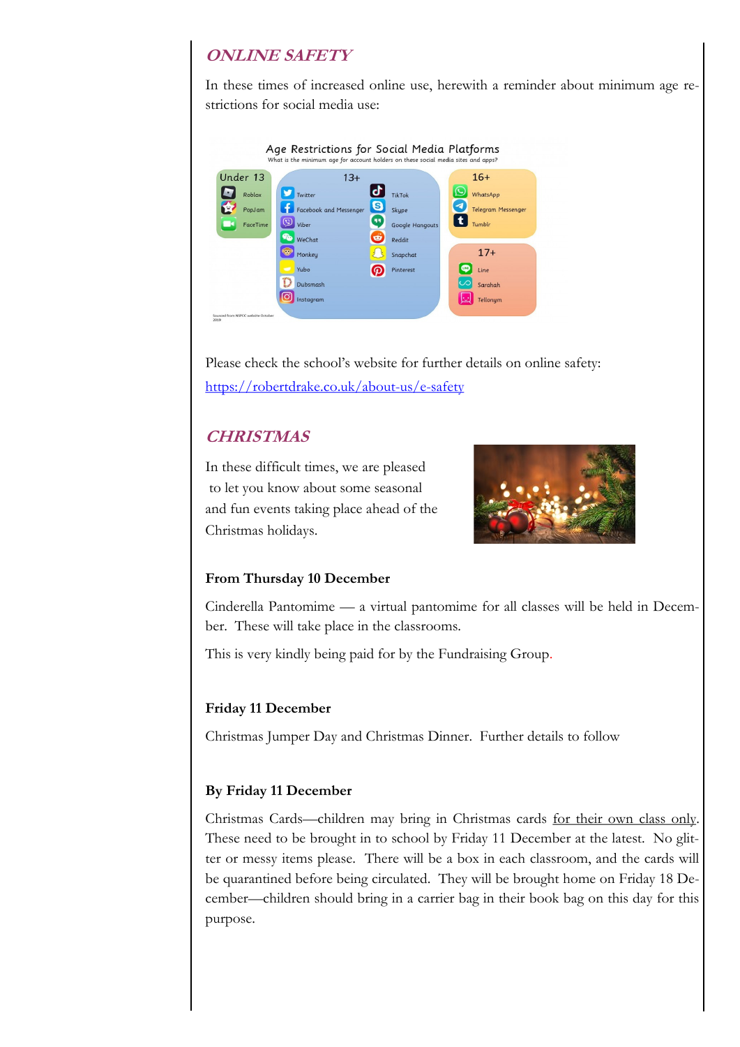## ONLINE SAFETY

In these times of increased online use, herewith a reminder about minimum age restrictions for social media use:

**Age Restrictions for Social Media Platforms**

What is the minimum age for account holders on these social media sites and apps?

| Under 13 | 13+ | 16+ | 17+ |
|---|---|---|---|
| Roblox | Twitter | WhatsApp | Line |
| PopJam | Facebook and Messenger | Telegram Messenger | Sarahah |
| FaceTime | Viber | Tumblr | Tellonym |
| | WeChat | | |
| | Monkey | | |
| | Yubo | | |
| | Dubsmash | | |
| | Instagram | | |
| | TikTok | | |
| | Skype | | |
| | Google Hangouts | | |
| | Reddit | | |
| | Snapchat | | |
| | Pinterest | | |

Sourced from NSPCC website October 2019

Please check the school's website for further details on online safety: https://robertdrake.co.uk/about-us/e-safety

## CHRISTMAS

In these difficult times, we are pleased to let you know about some seasonal and fun events taking place ahead of the Christmas holidays.

**From Thursday 10 December**

Cinderella Pantomime — a virtual pantomime for all classes will be held in December. These will take place in the classrooms.

This is very kindly being paid for by the Fundraising Group.

**Friday 11 December**

Christmas Jumper Day and Christmas Dinner. Further details to follow

**By Friday 11 December**

Christmas Cards—children may bring in Christmas cards for their own class only. These need to be brought in to school by Friday 11 December at the latest. No glitter or messy items please. There will be a box in each classroom, and the cards will be quarantined before being circulated. They will be brought home on Friday 18 December—children should bring in a carrier bag in their book bag on this day for this purpose.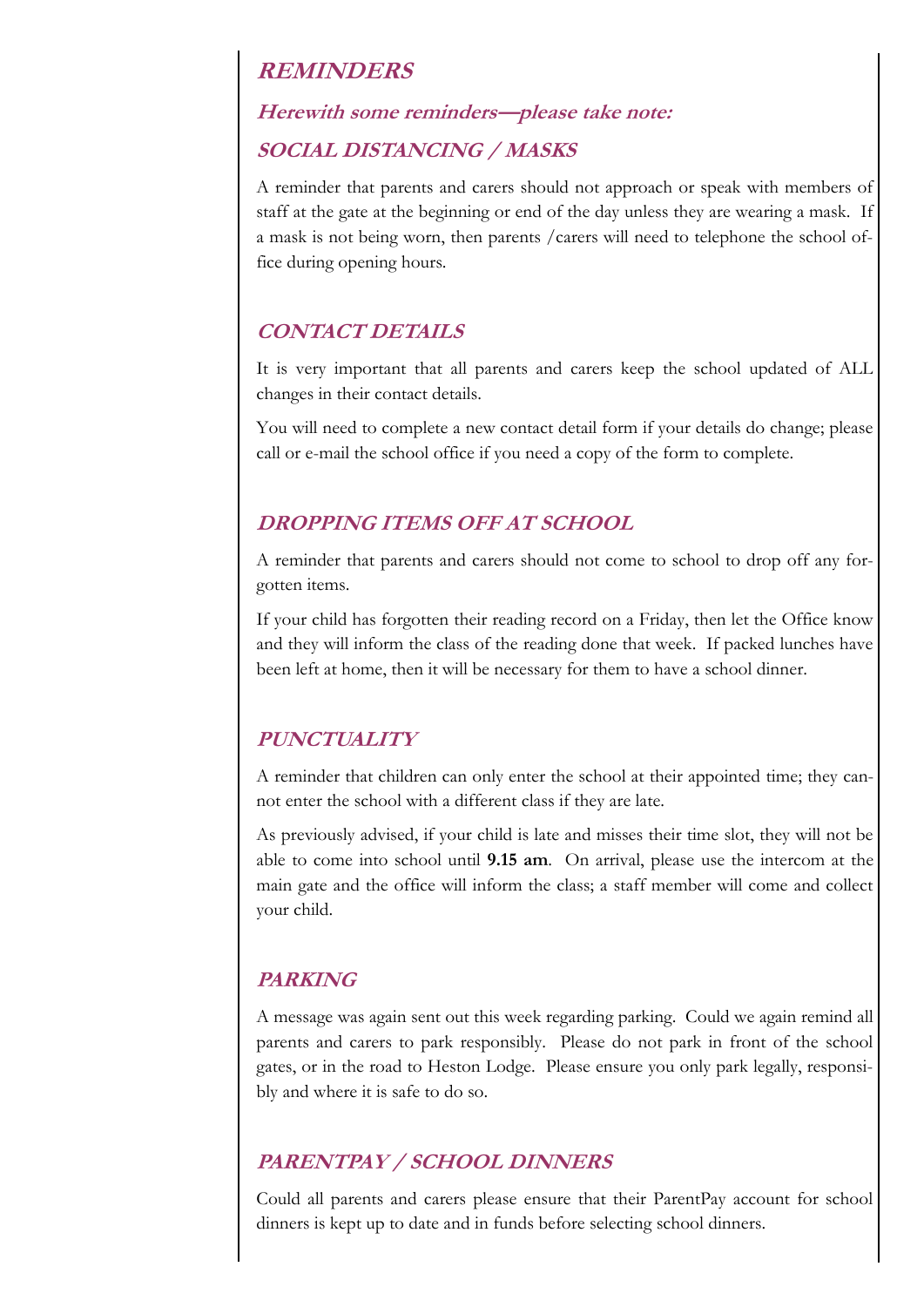# REMINDERS

### *Herewith some reminders—please take note:*

## *SOCIAL DISTANCING / MASKS*

A reminder that parents and carers should not approach or speak with members of staff at the gate at the beginning or end of the day unless they are wearing a mask. If a mask is not being worn, then parents /carers will need to telephone the school office during opening hours.

## *CONTACT DETAILS*

It is very important that all parents and carers keep the school updated of ALL changes in their contact details.

You will need to complete a new contact detail form if your details do change; please call or e-mail the school office if you need a copy of the form to complete.

## *DROPPING ITEMS OFF AT SCHOOL*

A reminder that parents and carers should not come to school to drop off any forgotten items.

If your child has forgotten their reading record on a Friday, then let the Office know and they will inform the class of the reading done that week. If packed lunches have been left at home, then it will be necessary for them to have a school dinner.

## *PUNCTUALITY*

A reminder that children can only enter the school at their appointed time; they cannot enter the school with a different class if they are late.

As previously advised, if your child is late and misses their time slot, they will not be able to come into school until **9.15 am**. On arrival, please use the intercom at the main gate and the office will inform the class; a staff member will come and collect your child.

## *PARKING*

A message was again sent out this week regarding parking. Could we again remind all parents and carers to park responsibly. Please do not park in front of the school gates, or in the road to Heston Lodge. Please ensure you only park legally, responsibly and where it is safe to do so.

## *PARENTPAY / SCHOOL DINNERS*

Could all parents and carers please ensure that their ParentPay account for school dinners is kept up to date and in funds before selecting school dinners.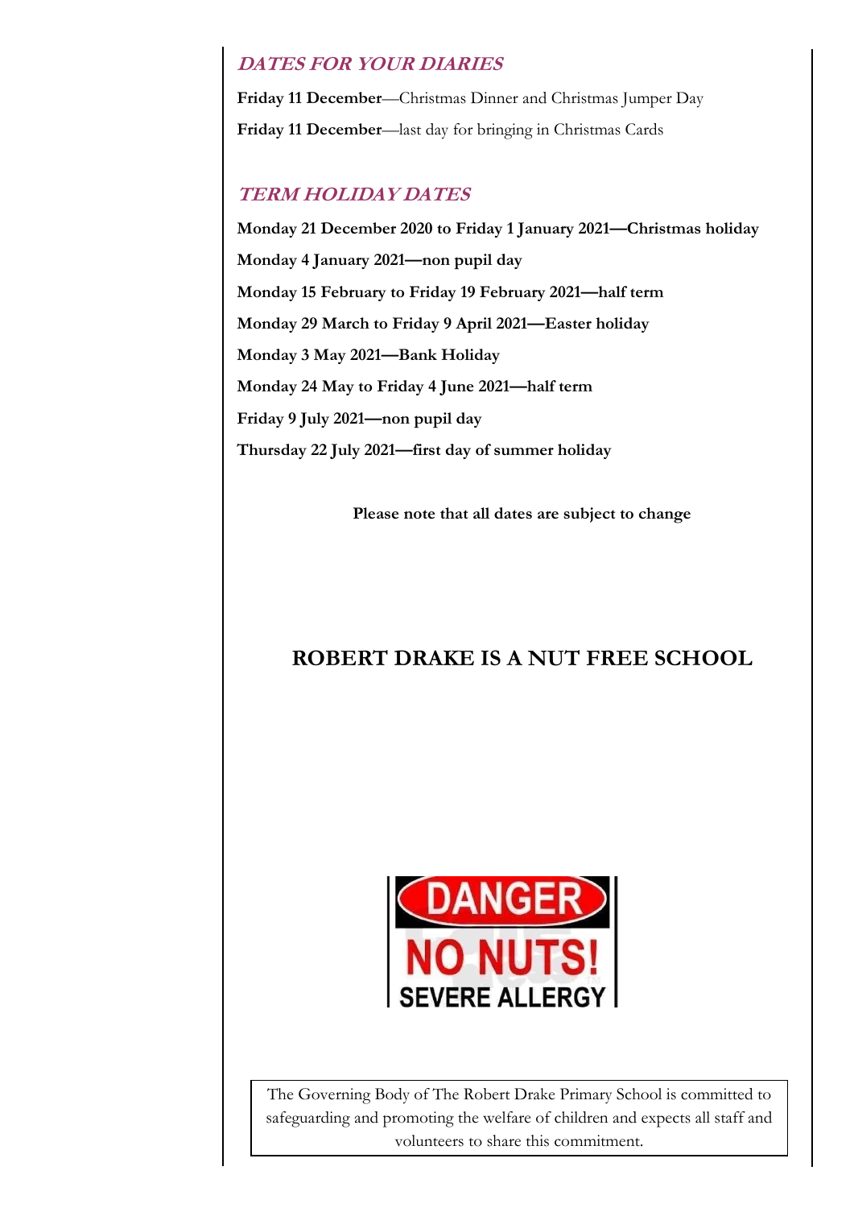## *DATES FOR YOUR DIARIES*

**Friday 11 December**—Christmas Dinner and Christmas Jumper Day

**Friday 11 December**—last day for bringing in Christmas Cards

## *TERM HOLIDAY DATES*

**Monday 21 December 2020 to Friday 1 January 2021—Christmas holiday**

**Monday 4 January 2021—non pupil day**

**Monday 15 February to Friday 19 February 2021—half term**

**Monday 29 March to Friday 9 April 2021—Easter holiday**

**Monday 3 May 2021—Bank Holiday**

**Monday 24 May to Friday 4 June 2021—half term**

**Friday 9 July 2021—non pupil day**

**Thursday 22 July 2021—first day of summer holiday**

**Please note that all dates are subject to change**

## ROBERT DRAKE IS A NUT FREE SCHOOL

DANGER

NO NUTS!

SEVERE ALLERGY

The Governing Body of The Robert Drake Primary School is committed to safeguarding and promoting the welfare of children and expects all staff and volunteers to share this commitment.